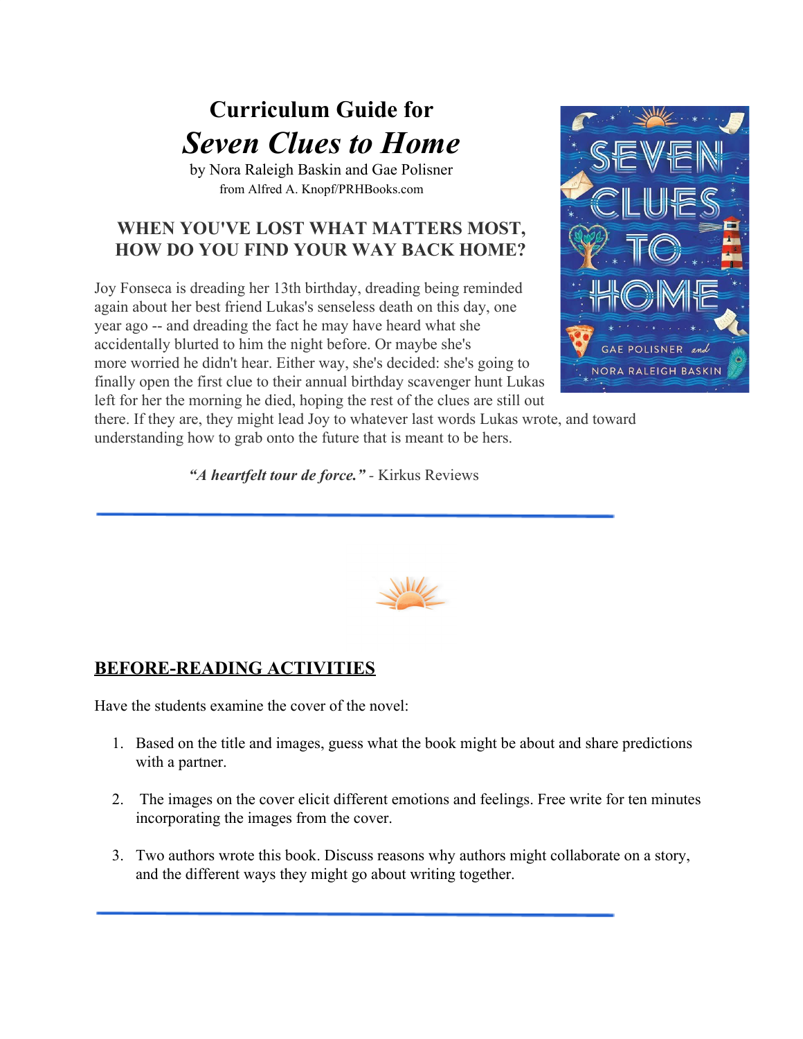# Curriculum Guide for

# *Seven Clues to Home*

by Nora Raleigh Baskin and Gae Polisner

from Alfred A. Knopf/PRHBooks.com

### WHEN YOU'VE LOST WHAT MATTERS MOST, HOW DO YOU FIND YOUR WAY BACK HOME?

Joy Fonseca is dreading her 13th birthday, dreading being reminded again about her best friend Lukas's senseless death on this day, one year ago -- and dreading the fact he may have heard what she accidentally blurted to him the night before. Or maybe she's more worried he didn't hear. Either way, she's decided: she's going to finally open the first clue to their annual birthday scavenger hunt Lukas left for her the morning he died, hoping the rest of the clues are still out there. If they are, they might lead Joy to whatever last words Lukas wrote, and toward understanding how to grab onto the future that is meant to be hers.

***"A heartfelt tour de force."*** - Kirkus Reviews

---

## BEFORE-READING ACTIVITIES

Have the students examine the cover of the novel:

1. Based on the title and images, guess what the book might be about and share predictions with a partner.

2. The images on the cover elicit different emotions and feelings. Free write for ten minutes incorporating the images from the cover.

3. Two authors wrote this book. Discuss reasons why authors might collaborate on a story, and the different ways they might go about writing together.

---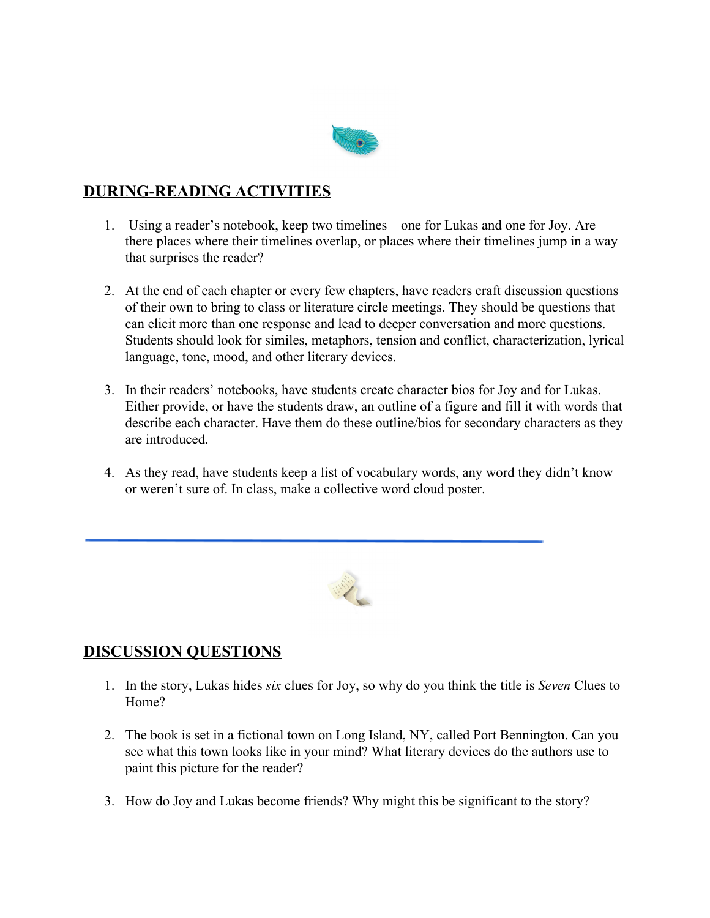## DURING-READING ACTIVITIES

1. Using a reader's notebook, keep two timelines—one for Lukas and one for Joy. Are there places where their timelines overlap, or places where their timelines jump in a way that surprises the reader?

2. At the end of each chapter or every few chapters, have readers craft discussion questions of their own to bring to class or literature circle meetings. They should be questions that can elicit more than one response and lead to deeper conversation and more questions. Students should look for similes, metaphors, tension and conflict, characterization, lyrical language, tone, mood, and other literary devices.

3. In their readers' notebooks, have students create character bios for Joy and for Lukas. Either provide, or have the students draw, an outline of a figure and fill it with words that describe each character. Have them do these outline/bios for secondary characters as they are introduced.

4. As they read, have students keep a list of vocabulary words, any word they didn't know or weren't sure of. In class, make a collective word cloud poster.

---

## DISCUSSION QUESTIONS

1. In the story, Lukas hides *six* clues for Joy, so why do you think the title is *Seven* Clues to Home?

2. The book is set in a fictional town on Long Island, NY, called Port Bennington. Can you see what this town looks like in your mind? What literary devices do the authors use to paint this picture for the reader?

3. How do Joy and Lukas become friends? Why might this be significant to the story?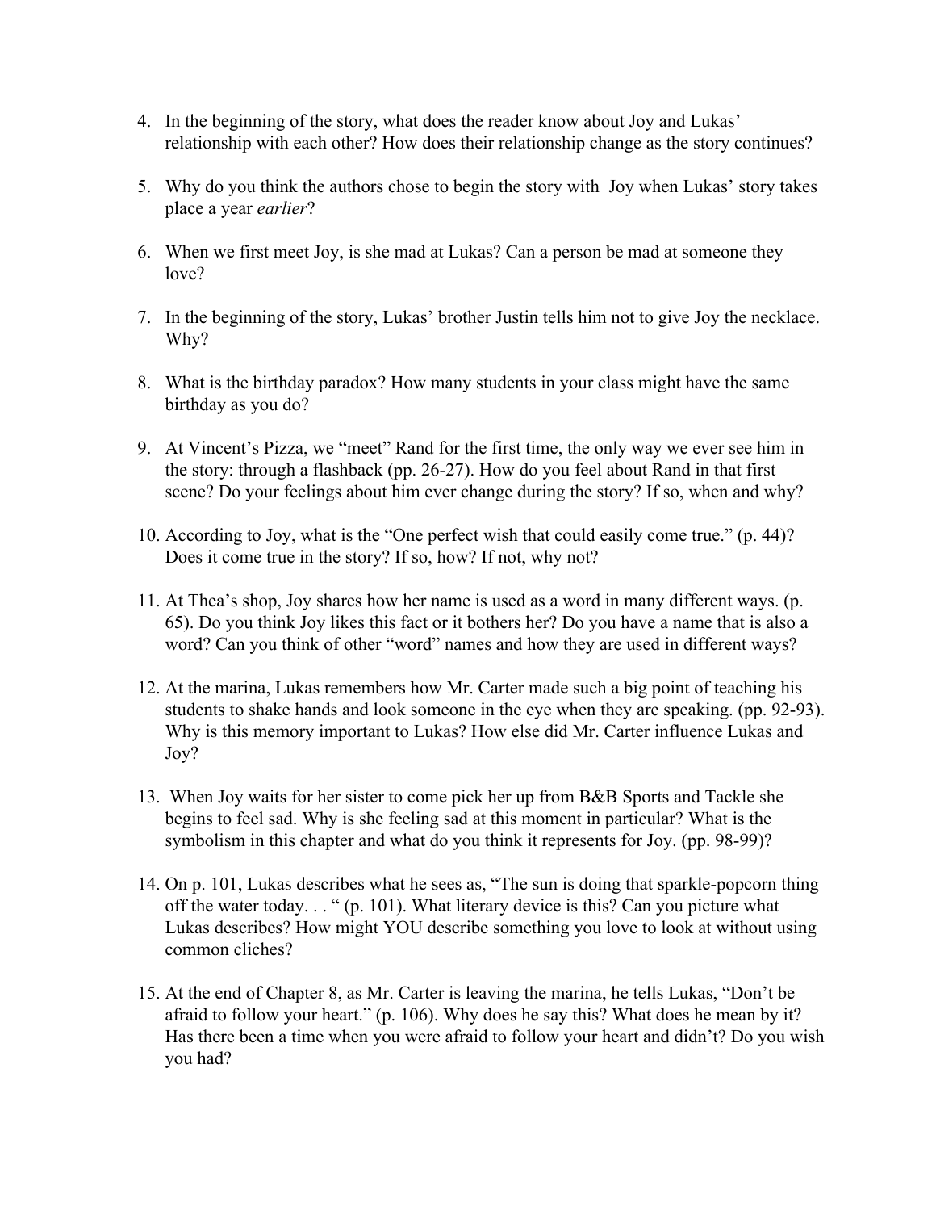4. In the beginning of the story, what does the reader know about Joy and Lukas' relationship with each other? How does their relationship change as the story continues?

5. Why do you think the authors chose to begin the story with Joy when Lukas' story takes place a year *earlier*?

6. When we first meet Joy, is she mad at Lukas? Can a person be mad at someone they love?

7. In the beginning of the story, Lukas' brother Justin tells him not to give Joy the necklace. Why?

8. What is the birthday paradox? How many students in your class might have the same birthday as you do?

9. At Vincent's Pizza, we "meet" Rand for the first time, the only way we ever see him in the story: through a flashback (pp. 26-27). How do you feel about Rand in that first scene? Do your feelings about him ever change during the story? If so, when and why?

10. According to Joy, what is the "One perfect wish that could easily come true." (p. 44)? Does it come true in the story? If so, how? If not, why not?

11. At Thea's shop, Joy shares how her name is used as a word in many different ways. (p. 65). Do you think Joy likes this fact or it bothers her? Do you have a name that is also a word? Can you think of other "word" names and how they are used in different ways?

12. At the marina, Lukas remembers how Mr. Carter made such a big point of teaching his students to shake hands and look someone in the eye when they are speaking. (pp. 92-93). Why is this memory important to Lukas? How else did Mr. Carter influence Lukas and Joy?

13. When Joy waits for her sister to come pick her up from B&B Sports and Tackle she begins to feel sad. Why is she feeling sad at this moment in particular? What is the symbolism in this chapter and what do you think it represents for Joy. (pp. 98-99)?

14. On p. 101, Lukas describes what he sees as, "The sun is doing that sparkle-popcorn thing off the water today. . . " (p. 101). What literary device is this? Can you picture what Lukas describes? How might YOU describe something you love to look at without using common cliches?

15. At the end of Chapter 8, as Mr. Carter is leaving the marina, he tells Lukas, "Don't be afraid to follow your heart." (p. 106). Why does he say this? What does he mean by it? Has there been a time when you were afraid to follow your heart and didn't? Do you wish you had?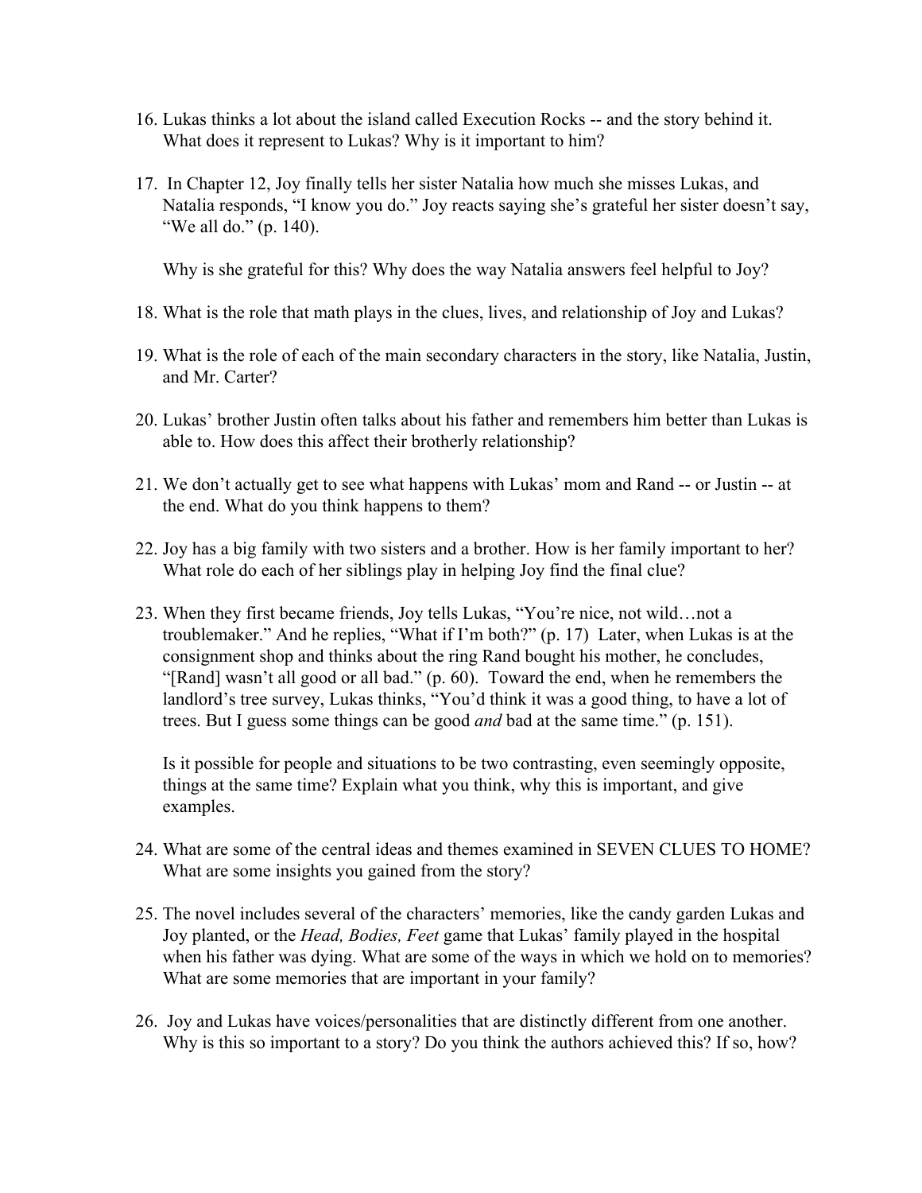16. Lukas thinks a lot about the island called Execution Rocks -- and the story behind it. What does it represent to Lukas? Why is it important to him?

17. In Chapter 12, Joy finally tells her sister Natalia how much she misses Lukas, and Natalia responds, "I know you do." Joy reacts saying she's grateful her sister doesn't say, "We all do." (p. 140).

    Why is she grateful for this? Why does the way Natalia answers feel helpful to Joy?

18. What is the role that math plays in the clues, lives, and relationship of Joy and Lukas?

19. What is the role of each of the main secondary characters in the story, like Natalia, Justin, and Mr. Carter?

20. Lukas' brother Justin often talks about his father and remembers him better than Lukas is able to. How does this affect their brotherly relationship?

21. We don't actually get to see what happens with Lukas' mom and Rand -- or Justin -- at the end. What do you think happens to them?

22. Joy has a big family with two sisters and a brother. How is her family important to her? What role do each of her siblings play in helping Joy find the final clue?

23. When they first became friends, Joy tells Lukas, "You're nice, not wild…not a troublemaker." And he replies, "What if I'm both?" (p. 17) Later, when Lukas is at the consignment shop and thinks about the ring Rand bought his mother, he concludes, "[Rand] wasn't all good or all bad." (p. 60). Toward the end, when he remembers the landlord's tree survey, Lukas thinks, "You'd think it was a good thing, to have a lot of trees. But I guess some things can be good *and* bad at the same time." (p. 151).

    Is it possible for people and situations to be two contrasting, even seemingly opposite, things at the same time? Explain what you think, why this is important, and give examples.

24. What are some of the central ideas and themes examined in SEVEN CLUES TO HOME? What are some insights you gained from the story?

25. The novel includes several of the characters' memories, like the candy garden Lukas and Joy planted, or the *Head, Bodies, Feet* game that Lukas' family played in the hospital when his father was dying. What are some of the ways in which we hold on to memories? What are some memories that are important in your family?

26. Joy and Lukas have voices/personalities that are distinctly different from one another. Why is this so important to a story? Do you think the authors achieved this? If so, how?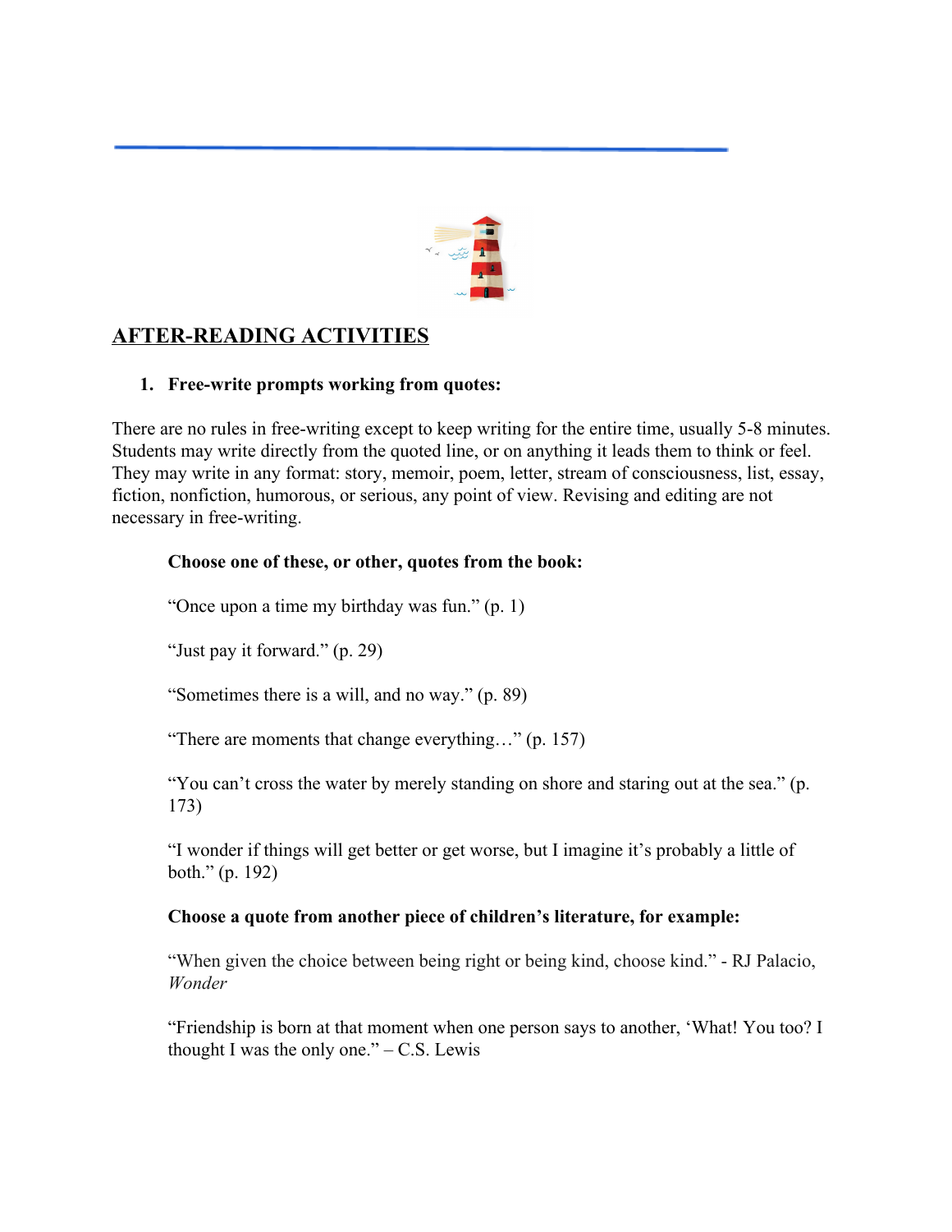## AFTER-READING ACTIVITIES

1. **Free-write prompts working from quotes:**

There are no rules in free-writing except to keep writing for the entire time, usually 5-8 minutes. Students may write directly from the quoted line, or on anything it leads them to think or feel. They may write in any format: story, memoir, poem, letter, stream of consciousness, list, essay, fiction, nonfiction, humorous, or serious, any point of view. Revising and editing are not necessary in free-writing.

**Choose one of these, or other, quotes from the book:**

"Once upon a time my birthday was fun." (p. 1)

"Just pay it forward." (p. 29)

"Sometimes there is a will, and no way." (p. 89)

"There are moments that change everything…" (p. 157)

"You can't cross the water by merely standing on shore and staring out at the sea." (p. 173)

"I wonder if things will get better or get worse, but I imagine it's probably a little of both." (p. 192)

**Choose a quote from another piece of children's literature, for example:**

"When given the choice between being right or being kind, choose kind." - RJ Palacio, *Wonder*

"Friendship is born at that moment when one person says to another, 'What! You too? I thought I was the only one." – C.S. Lewis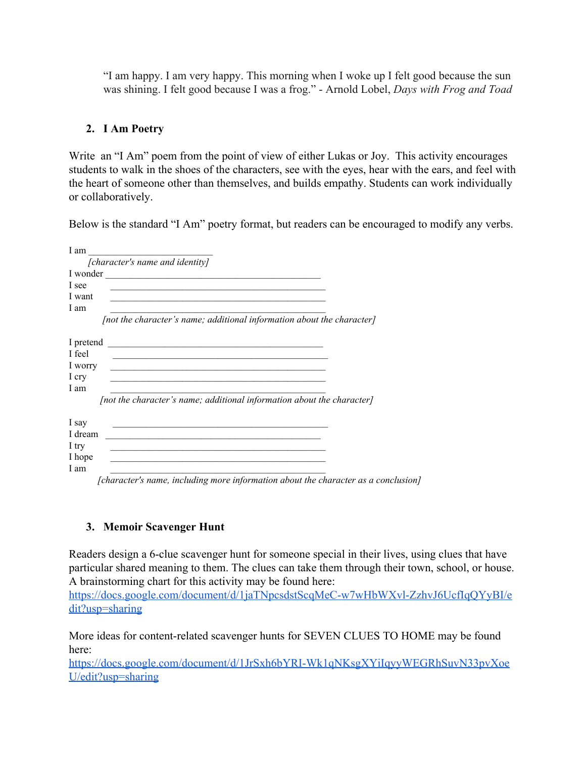> "I am happy. I am very happy. This morning when I woke up I felt good because the sun was shining. I felt good because I was a frog." - Arnold Lobel, *Days with Frog and Toad*

### 2. I Am Poetry

Write an "I Am" poem from the point of view of either Lukas or Joy. This activity encourages students to walk in the shoes of the characters, see with the eyes, hear with the ears, and feel with the heart of someone other than themselves, and builds empathy. Students can work individually or collaboratively.

Below is the standard "I Am" poetry format, but readers can be encouraged to modify any verbs.

I am ________________________
*[character's name and identity]*
I wonder ____________________________________________
I see ____________________________________________
I want ____________________________________________
I am ____________________________________________
*[not the character's name; additional information about the character]*

I pretend ____________________________________________
I feel ____________________________________________
I worry ____________________________________________
I cry ____________________________________________
I am ____________________________________________
*[not the character's name; additional information about the character]*

I say ____________________________________________
I dream ____________________________________________
I try ____________________________________________
I hope ____________________________________________
I am ____________________________________________
*[character's name, including more information about the character as a conclusion]*

### 3. Memoir Scavenger Hunt

Readers design a 6-clue scavenger hunt for someone special in their lives, using clues that have particular shared meaning to them. The clues can take them through their town, school, or house. A brainstorming chart for this activity may be found here: [https://docs.google.com/document/d/1jaTNpcsdstScqMeC-w7wHbWXvl-ZzhvJ6UcfIqQYyBI/edit?usp=sharing](https://docs.google.com/document/d/1jaTNpcsdstScqMeC-w7wHbWXvl-ZzhvJ6UcfIqQYyBI/edit?usp=sharing)

More ideas for content-related scavenger hunts for SEVEN CLUES TO HOME may be found here: [https://docs.google.com/document/d/1JrSxh6bYRI-Wk1qNKsgXYiIqyyWEGRhSuvN33pvXoeU/edit?usp=sharing](https://docs.google.com/document/d/1JrSxh6bYRI-Wk1qNKsgXYiIqyyWEGRhSuvN33pvXoeU/edit?usp=sharing)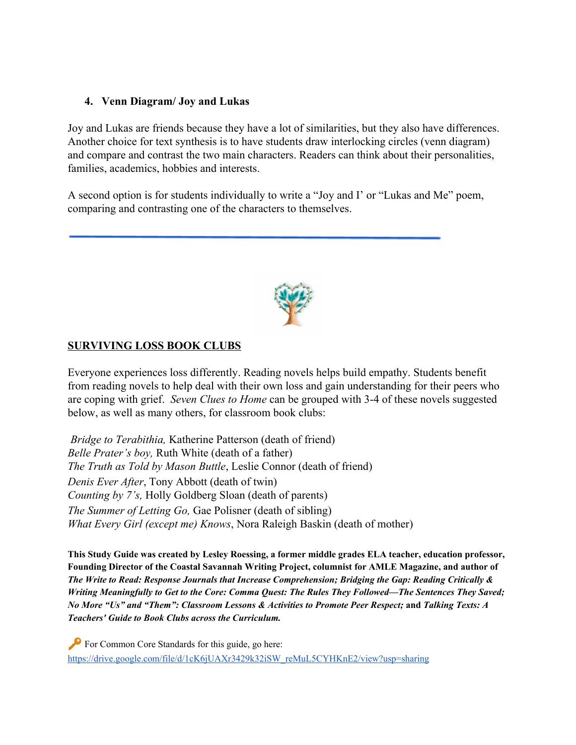4. **Venn Diagram/ Joy and Lukas**

Joy and Lukas are friends because they have a lot of similarities, but they also have differences. Another choice for text synthesis is to have students draw interlocking circles (venn diagram) and compare and contrast the two main characters. Readers can think about their personalities, families, academics, hobbies and interests.

A second option is for students individually to write a "Joy and I' or "Lukas and Me" poem, comparing and contrasting one of the characters to themselves.

---

## SURVIVING LOSS BOOK CLUBS

Everyone experiences loss differently. Reading novels helps build empathy. Students benefit from reading novels to help deal with their own loss and gain understanding for their peers who are coping with grief. *Seven Clues to Home* can be grouped with 3-4 of these novels suggested below, as well as many others, for classroom book clubs:

*Bridge to Terabithia,* Katherine Patterson (death of friend)
*Belle Prater's boy,* Ruth White (death of a father)
*The Truth as Told by Mason Buttle*, Leslie Connor (death of friend)
*Denis Ever After*, Tony Abbott (death of twin)
*Counting by 7's,* Holly Goldberg Sloan (death of parents)
*The Summer of Letting Go,* Gae Polisner (death of sibling)
*What Every Girl (except me) Knows*, Nora Raleigh Baskin (death of mother)

**This Study Guide was created by Lesley Roessing, a former middle grades ELA teacher, education professor, Founding Director of the Coastal Savannah Writing Project, columnist for AMLE Magazine, and author of *The Write to Read: Response Journals that Increase Comprehension; Bridging the Gap: Reading Critically & Writing Meaningfully to Get to the Core: Comma Quest: The Rules They Followed—The Sentences They Saved; No More "Us" and "Them": Classroom Lessons & Activities to Promote Peer Respect;* and *Talking Texts: A Teachers' Guide to Book Clubs across the Curriculum.***

For Common Core Standards for this guide, go here:
https://drive.google.com/file/d/1cK6jUAXr3429k32iSW_reMuL5CYHKnE2/view?usp=sharing